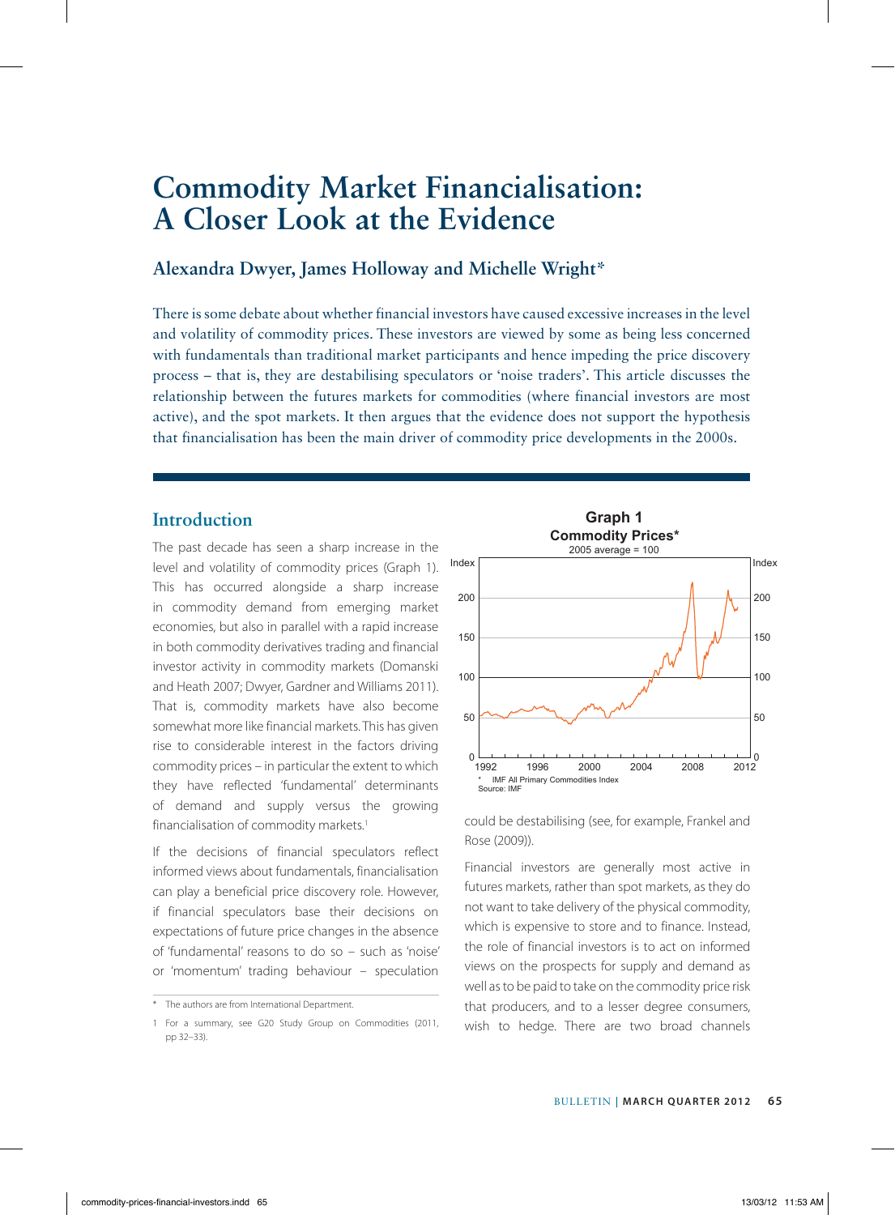# Commodity Market Financialisation: A Closer Look at the Evidence

## Alexandra Dwyer, James Holloway and Michelle Wright*

There is some debate about whether financial investors have caused excessive increases in the level and volatility of commodity prices. These investors are viewed by some as being less concerned with fundamentals than traditional market participants and hence impeding the price discovery process – that is, they are destabilising speculators or 'noise traders'. This article discusses the relationship between the futures markets for commodities (where financial investors are most active), and the spot markets. It then argues that the evidence does not support the hypothesis that financialisation has been the main driver of commodity price developments in the 2000s.

## Introduction

The past decade has seen a sharp increase in the level and volatility of commodity prices (Graph 1). This has occurred alongside a sharp increase in commodity demand from emerging market economies, but also in parallel with a rapid increase in both commodity derivatives trading and financial investor activity in commodity markets (Domanski and Heath 2007; Dwyer, Gardner and Williams 2011). That is, commodity markets have also become somewhat more like financial markets. This has given rise to considerable interest in the factors driving commodity prices – in particular the extent to which they have reflected 'fundamental' determinants of demand and supply versus the growing financialisation of commodity markets.[1]

If the decisions of financial speculators reflect informed views about fundamentals, financialisation can play a beneficial price discovery role. However, if financial speculators base their decisions on expectations of future price changes in the absence of 'fundamental' reasons to do so – such as 'noise' or 'momentum' trading behaviour – speculation could be destabilising (see, for example, Frankel and Rose (2009)).

**Graph 1**
**Commodity Prices***
2005 average = 100

\* IMF All Primary Commodities Index
Source: IMF

Financial investors are generally most active in futures markets, rather than spot markets, as they do not want to take delivery of the physical commodity, which is expensive to store and to finance. Instead, the role of financial investors is to act on informed views on the prospects for supply and demand as well as to be paid to take on the commodity price risk that producers, and to a lesser degree consumers, wish to hedge. There are two broad channels

\* The authors are from International Department.

1 For a summary, see G20 Study Group on Commodities (2011, pp 32–33).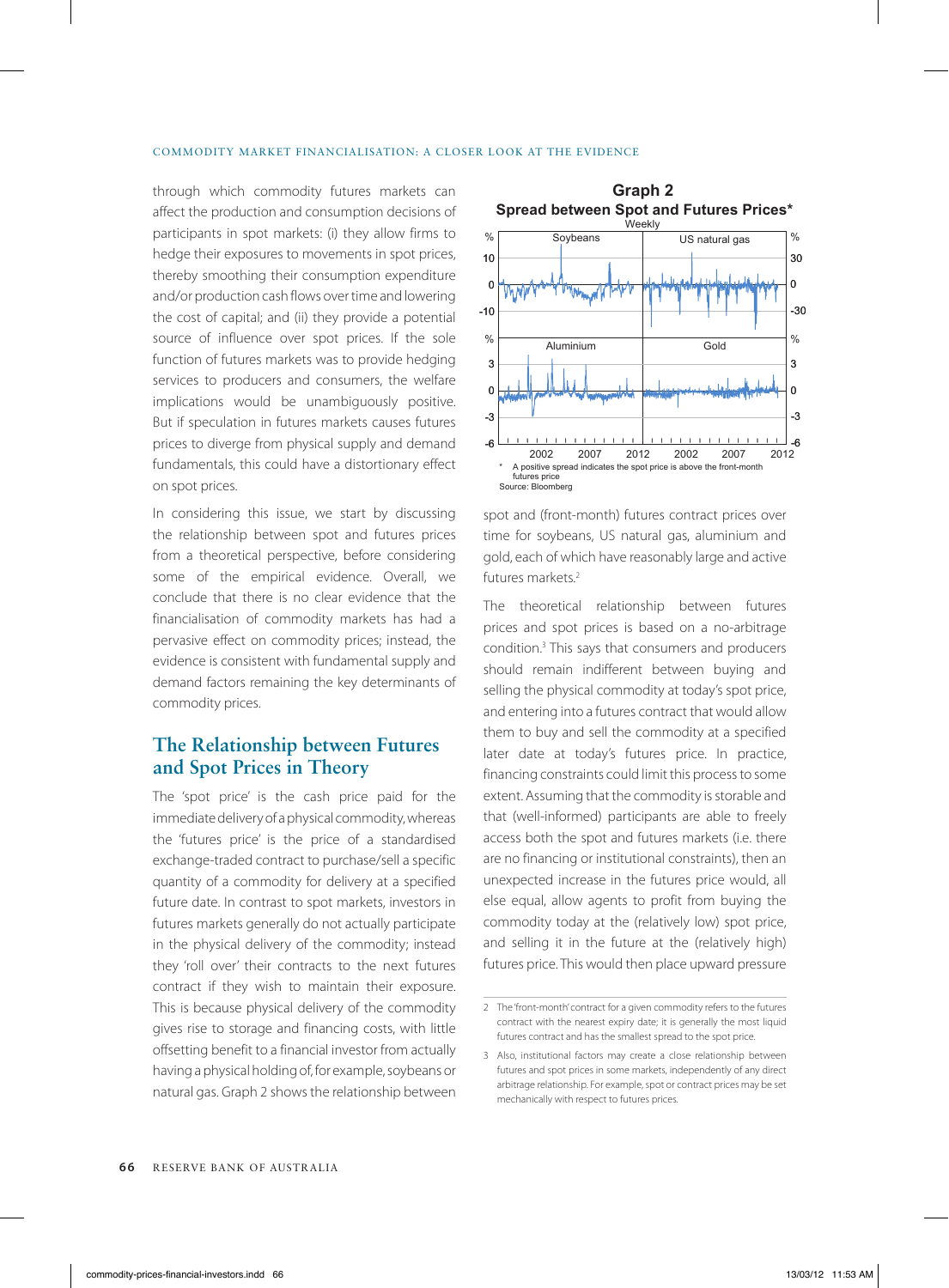through which commodity futures markets can affect the production and consumption decisions of participants in spot markets: (i) they allow firms to hedge their exposures to movements in spot prices, thereby smoothing their consumption expenditure and/or production cash flows over time and lowering the cost of capital; and (ii) they provide a potential source of influence over spot prices. If the sole function of futures markets was to provide hedging services to producers and consumers, the welfare implications would be unambiguously positive. But if speculation in futures markets causes futures prices to diverge from physical supply and demand fundamentals, this could have a distortionary effect on spot prices.

In considering this issue, we start by discussing the relationship between spot and futures prices from a theoretical perspective, before considering some of the empirical evidence. Overall, we conclude that there is no clear evidence that the financialisation of commodity markets has had a pervasive effect on commodity prices; instead, the evidence is consistent with fundamental supply and demand factors remaining the key determinants of commodity prices.

## The Relationship between Futures and Spot Prices in Theory

The 'spot price' is the cash price paid for the immediate delivery of a physical commodity, whereas the 'futures price' is the price of a standardised exchange-traded contract to purchase/sell a specific quantity of a commodity for delivery at a specified future date. In contrast to spot markets, investors in futures markets generally do not actually participate in the physical delivery of the commodity; instead they 'roll over' their contracts to the next futures contract if they wish to maintain their exposure. This is because physical delivery of the commodity gives rise to storage and financing costs, with little offsetting benefit to a financial investor from actually having a physical holding of, for example, soybeans or natural gas. Graph 2 shows the relationship between spot and (front-month) futures contract prices over time for soybeans, US natural gas, aluminium and gold, each of which have reasonably large and active futures markets.[2]

**Graph 2**
**Spread between Spot and Futures Prices\***
Weekly

\* A positive spread indicates the spot price is above the front-month futures price
Source: Bloomberg

The theoretical relationship between futures prices and spot prices is based on a no-arbitrage condition.[3] This says that consumers and producers should remain indifferent between buying and selling the physical commodity at today's spot price, and entering into a futures contract that would allow them to buy and sell the commodity at a specified later date at today's futures price. In practice, financing constraints could limit this process to some extent. Assuming that the commodity is storable and that (well-informed) participants are able to freely access both the spot and futures markets (i.e. there are no financing or institutional constraints), then an unexpected increase in the futures price would, all else equal, allow agents to profit from buying the commodity today at the (relatively low) spot price, and selling it in the future at the (relatively high) futures price. This would then place upward pressure

---

2 The 'front-month' contract for a given commodity refers to the futures contract with the nearest expiry date; it is generally the most liquid futures contract and has the smallest spread to the spot price.

3 Also, institutional factors may create a close relationship between futures and spot prices in some markets, independently of any direct arbitrage relationship. For example, spot or contract prices may be set mechanically with respect to futures prices.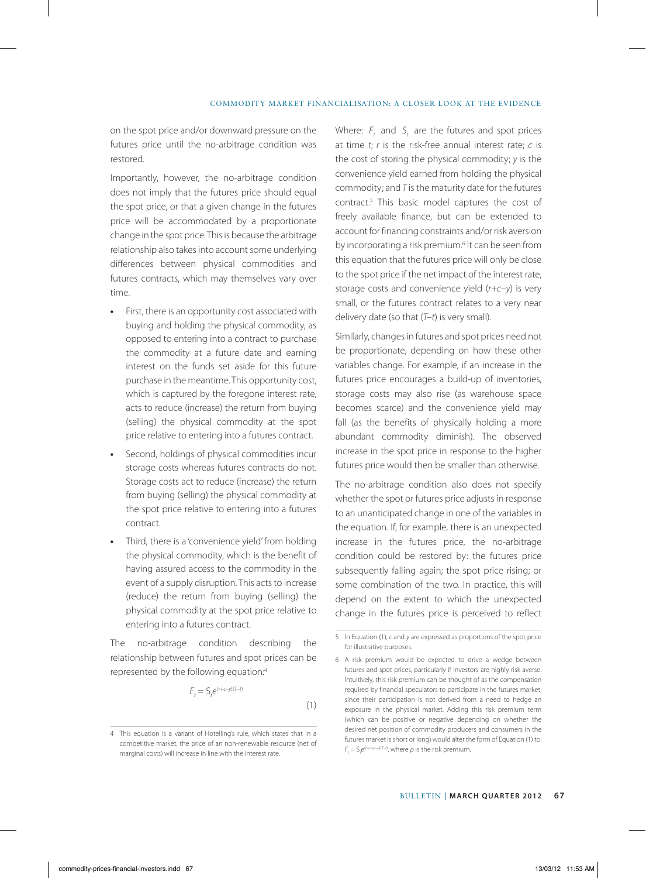on the spot price and/or downward pressure on the futures price until the no-arbitrage condition was restored.

Importantly, however, the no-arbitrage condition does not imply that the futures price should equal the spot price, or that a given change in the futures price will be accommodated by a proportionate change in the spot price. This is because the arbitrage relationship also takes into account some underlying differences between physical commodities and futures contracts, which may themselves vary over time.

- First, there is an opportunity cost associated with buying and holding the physical commodity, as opposed to entering into a contract to purchase the commodity at a future date and earning interest on the funds set aside for this future purchase in the meantime. This opportunity cost, which is captured by the foregone interest rate, acts to reduce (increase) the return from buying (selling) the physical commodity at the spot price relative to entering into a futures contract.
- Second, holdings of physical commodities incur storage costs whereas futures contracts do not. Storage costs act to reduce (increase) the return from buying (selling) the physical commodity at the spot price relative to entering into a futures contract.
- Third, there is a 'convenience yield' from holding the physical commodity, which is the benefit of having assured access to the commodity in the event of a supply disruption. This acts to increase (reduce) the return from buying (selling) the physical commodity at the spot price relative to entering into a futures contract.

The no-arbitrage condition describing the relationship between futures and spot prices can be represented by the following equation:[4]

$$F_t = S_t e^{(r+c-y)(T-t)} \quad (1)$$

Where: $F_t$ and $S_t$ are the futures and spot prices at time $t$; $r$ is the risk-free annual interest rate; $c$ is the cost of storing the physical commodity; $y$ is the convenience yield earned from holding the physical commodity; and $T$ is the maturity date for the futures contract.[5] This basic model captures the cost of freely available finance, but can be extended to account for financing constraints and/or risk aversion by incorporating a risk premium.[6] It can be seen from this equation that the futures price will only be close to the spot price if the net impact of the interest rate, storage costs and convenience yield ($r+c-y$) is very small, or the futures contract relates to a very near delivery date (so that ($T-t$) is very small).

Similarly, changes in futures and spot prices need not be proportionate, depending on how these other variables change. For example, if an increase in the futures price encourages a build-up of inventories, storage costs may also rise (as warehouse space becomes scarce) and the convenience yield may fall (as the benefits of physically holding a more abundant commodity diminish). The observed increase in the spot price in response to the higher futures price would then be smaller than otherwise.

The no-arbitrage condition also does not specify whether the spot or futures price adjusts in response to an unanticipated change in one of the variables in the equation. If, for example, there is an unexpected increase in the futures price, the no-arbitrage condition could be restored by: the futures price subsequently falling again; the spot price rising; or some combination of the two. In practice, this will depend on the extent to which the unexpected change in the futures price is perceived to reflect

---

4 This equation is a variant of Hotelling's rule, which states that in a competitive market, the price of an non-renewable resource (net of marginal costs) will increase in line with the interest rate.

5 In Equation (1), $c$ and $y$ are expressed as proportions of the spot price for illustrative purposes.

6 A risk premium would be expected to drive a wedge between futures and spot prices, particularly if investors are highly risk averse. Intuitively, this risk premium can be thought of as the compensation required by financial speculators to participate in the futures market, since their participation is not derived from a need to hedge an exposure in the physical market. Adding this risk premium term (which can be positive or negative depending on whether the desired net position of commodity producers and consumers in the futures market is short or long) would alter the form of Equation (1) to: $F_t = S_t e^{(r+c+\rho-y)(T-t)}$, where $\rho$ is the risk premium.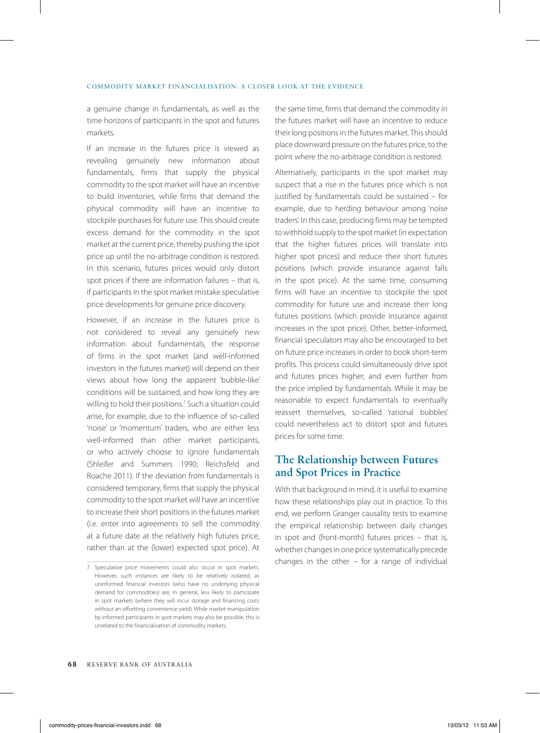a genuine change in fundamentals, as well as the time horizons of participants in the spot and futures markets.

If an increase in the futures price is viewed as revealing genuinely new information about fundamentals, firms that supply the physical commodity to the spot market will have an incentive to build inventories, while firms that demand the physical commodity will have an incentive to stockpile purchases for future use. This should create excess demand for the commodity in the spot market at the current price, thereby pushing the spot price up until the no-arbitrage condition is restored. In this scenario, futures prices would only distort spot prices if there are information failures – that is, if participants in the spot market mistake speculative price developments for genuine price discovery.

However, if an increase in the futures price is not considered to reveal any genuinely new information about fundamentals, the response of firms in the spot market (and well-informed investors in the futures market) will depend on their views about how long the apparent 'bubble-like' conditions will be sustained, and how long they are willing to hold their positions.[7] Such a situation could arise, for example, due to the influence of so-called 'noise' or 'momentum' traders, who are either less well-informed than other market participants, or who actively choose to ignore fundamentals (Shleifer and Summers 1990; Reichsfeld and Roache 2011). If the deviation from fundamentals is considered temporary, firms that supply the physical commodity to the spot market will have an incentive to increase their short positions in the futures market (i.e. enter into agreements to sell the commodity at a future date at the relatively high futures price, rather than at the (lower) expected spot price). At the same time, firms that demand the commodity in the futures market will have an incentive to reduce their long positions in the futures market. This should place downward pressure on the futures price, to the point where the no-arbitrage condition is restored.

Alternatively, participants in the spot market may suspect that a rise in the futures price which is not justified by fundamentals could be sustained – for example, due to herding behaviour among 'noise traders'. In this case, producing firms may be tempted to withhold supply to the spot market (in expectation that the higher futures prices will translate into higher spot prices) and reduce their short futures positions (which provide insurance against falls in the spot price). At the same time, consuming firms will have an incentive to stockpile the spot commodity for future use and increase their long futures positions (which provide insurance against increases in the spot price). Other, better-informed, financial speculators may also be encouraged to bet on future price increases in order to book short-term profits. This process could simultaneously drive spot and futures prices higher, and even further from the price implied by fundamentals. While it may be reasonable to expect fundamentals to eventually reassert themselves, so-called 'rational bubbles' could nevertheless act to distort spot and futures prices for some time.

## The Relationship between Futures and Spot Prices in Practice

With that background in mind, it is useful to examine how these relationships play out in practice. To this end, we perform Granger causality tests to examine the empirical relationship between daily changes in spot and (front-month) futures prices – that is, whether changes in one price systematically precede changes in the other – for a range of individual

[7] Speculative price movements could also occur in spot markets. However, such instances are likely to be relatively isolated, as uninformed financial investors (who have no underlying physical demand for commodities) are, in general, less likely to participate in spot markets (where they will incur storage and financing costs without an offsetting convenience yield). While market manipulation by informed participants in spot markets may also be possible, this is unrelated to the financialisation of commodity markets.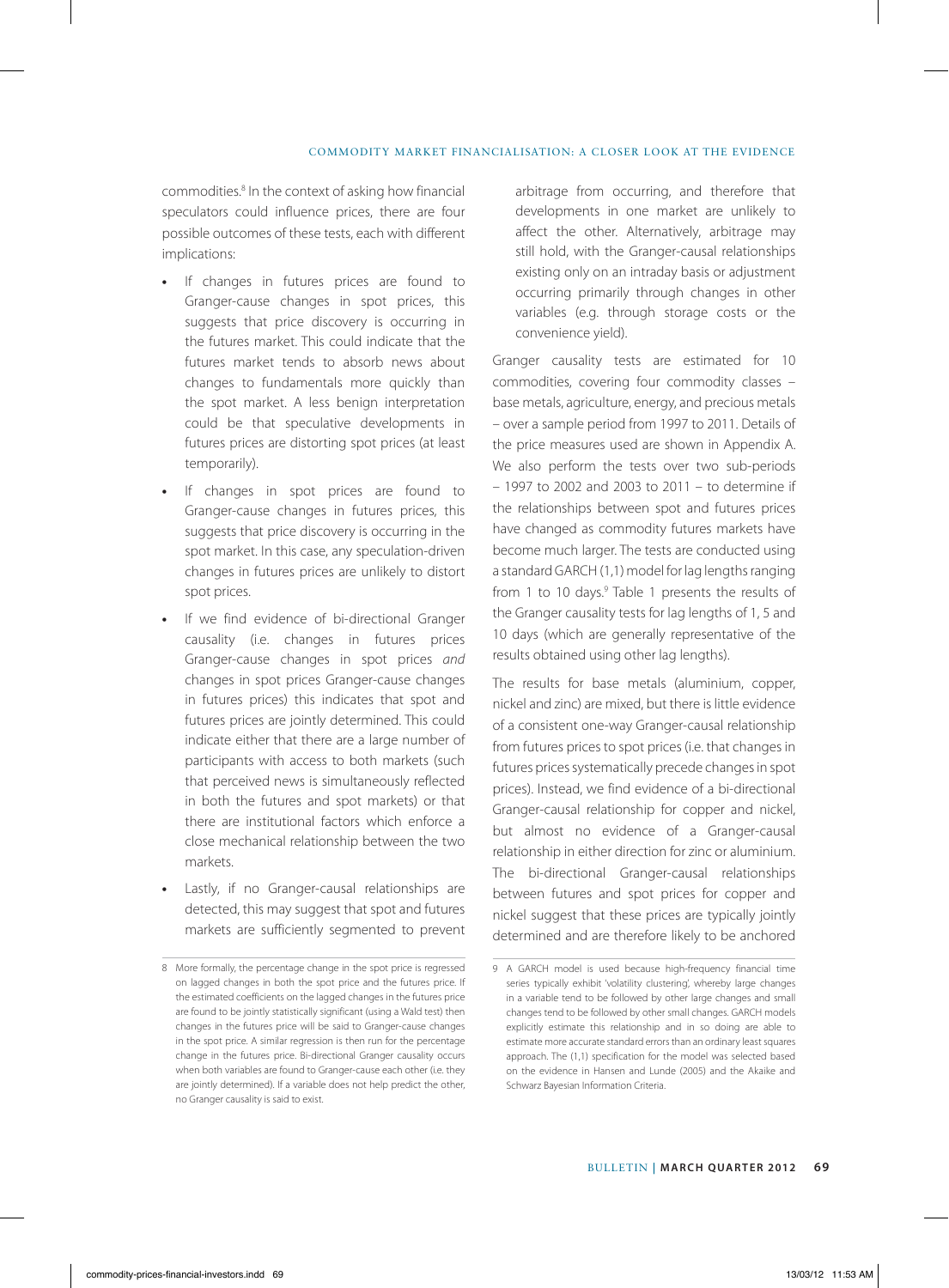commodities.[8] In the context of asking how financial speculators could influence prices, there are four possible outcomes of these tests, each with different implications:

- If changes in futures prices are found to Granger-cause changes in spot prices, this suggests that price discovery is occurring in the futures market. This could indicate that the futures market tends to absorb news about changes to fundamentals more quickly than the spot market. A less benign interpretation could be that speculative developments in futures prices are distorting spot prices (at least temporarily).
- If changes in spot prices are found to Granger-cause changes in futures prices, this suggests that price discovery is occurring in the spot market. In this case, any speculation-driven changes in futures prices are unlikely to distort spot prices.
- If we find evidence of bi-directional Granger causality (i.e. changes in futures prices Granger-cause changes in spot prices *and* changes in spot prices Granger-cause changes in futures prices) this indicates that spot and futures prices are jointly determined. This could indicate either that there are a large number of participants with access to both markets (such that perceived news is simultaneously reflected in both the futures and spot markets) or that there are institutional factors which enforce a close mechanical relationship between the two markets.
- Lastly, if no Granger-causal relationships are detected, this may suggest that spot and futures markets are sufficiently segmented to prevent arbitrage from occurring, and therefore that developments in one market are unlikely to affect the other. Alternatively, arbitrage may still hold, with the Granger-causal relationships existing only on an intraday basis or adjustment occurring primarily through changes in other variables (e.g. through storage costs or the convenience yield).

Granger causality tests are estimated for 10 commodities, covering four commodity classes – base metals, agriculture, energy, and precious metals – over a sample period from 1997 to 2011. Details of the price measures used are shown in Appendix A. We also perform the tests over two sub-periods – 1997 to 2002 and 2003 to 2011 – to determine if the relationships between spot and futures prices have changed as commodity futures markets have become much larger. The tests are conducted using a standard GARCH (1,1) model for lag lengths ranging from 1 to 10 days.[9] Table 1 presents the results of the Granger causality tests for lag lengths of 1, 5 and 10 days (which are generally representative of the results obtained using other lag lengths).

The results for base metals (aluminium, copper, nickel and zinc) are mixed, but there is little evidence of a consistent one-way Granger-causal relationship from futures prices to spot prices (i.e. that changes in futures prices systematically precede changes in spot prices). Instead, we find evidence of a bi-directional Granger-causal relationship for copper and nickel, but almost no evidence of a Granger-causal relationship in either direction for zinc or aluminium. The bi-directional Granger-causal relationships between futures and spot prices for copper and nickel suggest that these prices are typically jointly determined and are therefore likely to be anchored

---

8 More formally, the percentage change in the spot price is regressed on lagged changes in both the spot price and the futures price. If the estimated coefficients on the lagged changes in the futures price are found to be jointly statistically significant (using a Wald test) then changes in the futures price will be said to Granger-cause changes in the spot price. A similar regression is then run for the percentage change in the futures price. Bi-directional Granger causality occurs when both variables are found to Granger-cause each other (i.e. they are jointly determined). If a variable does not help predict the other, no Granger causality is said to exist.

9 A GARCH model is used because high-frequency financial time series typically exhibit 'volatility clustering', whereby large changes in a variable tend to be followed by other large changes and small changes tend to be followed by other small changes. GARCH models explicitly estimate this relationship and in so doing are able to estimate more accurate standard errors than an ordinary least squares approach. The (1,1) specification for the model was selected based on the evidence in Hansen and Lunde (2005) and the Akaike and Schwarz Bayesian Information Criteria.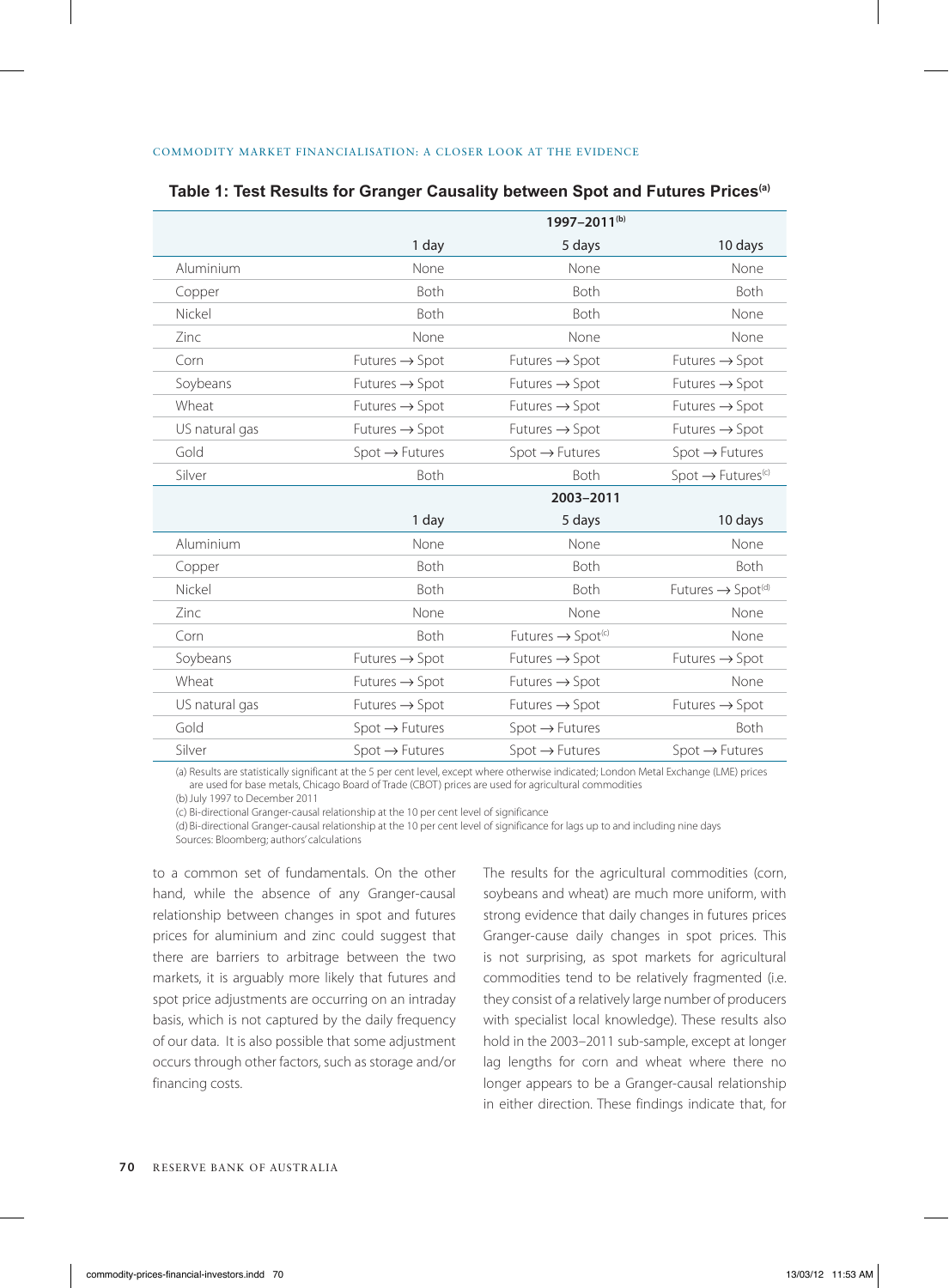**Table 1: Test Results for Granger Causality between Spot and Futures Prices[(a)]**

| | 1997–2011[(b)] | | |
|---|---|---|---|
| | 1 day | 5 days | 10 days |
| Aluminium | None | None | None |
| Copper | Both | Both | Both |
| Nickel | Both | Both | None |
| Zinc | None | None | None |
| Corn | Futures → Spot | Futures → Spot | Futures → Spot |
| Soybeans | Futures → Spot | Futures → Spot | Futures → Spot |
| Wheat | Futures → Spot | Futures → Spot | Futures → Spot |
| US natural gas | Futures → Spot | Futures → Spot | Futures → Spot |
| Gold | Spot → Futures | Spot → Futures | Spot → Futures |
| Silver | Both | Both | Spot → Futures[(c)] |
| | **2003–2011** | | |
| | 1 day | 5 days | 10 days |
| Aluminium | None | None | None |
| Copper | Both | Both | Both |
| Nickel | Both | Both | Futures → Spot[(d)] |
| Zinc | None | None | None |
| Corn | Both | Futures → Spot[(c)] | None |
| Soybeans | Futures → Spot | Futures → Spot | Futures → Spot |
| Wheat | Futures → Spot | Futures → Spot | None |
| US natural gas | Futures → Spot | Futures → Spot | Futures → Spot |
| Gold | Spot → Futures | Spot → Futures | Both |
| Silver | Spot → Futures | Spot → Futures | Spot → Futures |

(a) Results are statistically significant at the 5 per cent level, except where otherwise indicated; London Metal Exchange (LME) prices are used for base metals, Chicago Board of Trade (CBOT) prices are used for agricultural commodities
(b) July 1997 to December 2011
(c) Bi-directional Granger-causal relationship at the 10 per cent level of significance
(d) Bi-directional Granger-causal relationship at the 10 per cent level of significance for lags up to and including nine days
Sources: Bloomberg; authors' calculations

to a common set of fundamentals. On the other hand, while the absence of any Granger-causal relationship between changes in spot and futures prices for aluminium and zinc could suggest that there are barriers to arbitrage between the two markets, it is arguably more likely that futures and spot price adjustments are occurring on an intraday basis, which is not captured by the daily frequency of our data. It is also possible that some adjustment occurs through other factors, such as storage and/or financing costs.

The results for the agricultural commodities (corn, soybeans and wheat) are much more uniform, with strong evidence that daily changes in futures prices Granger-cause daily changes in spot prices. This is not surprising, as spot markets for agricultural commodities tend to be relatively fragmented (i.e. they consist of a relatively large number of producers with specialist local knowledge). These results also hold in the 2003–2011 sub-sample, except at longer lag lengths for corn and wheat where there no longer appears to be a Granger-causal relationship in either direction. These findings indicate that, for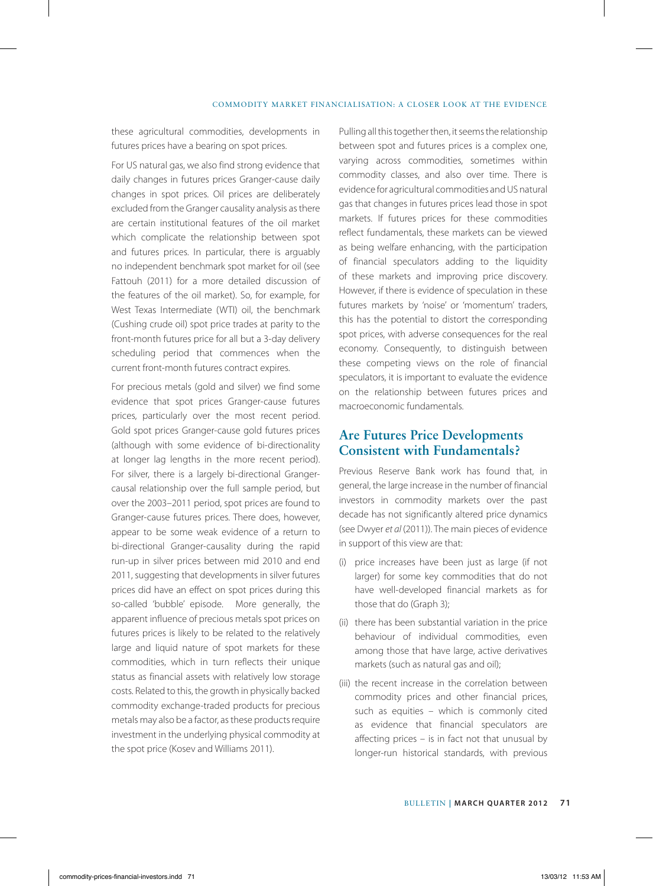these agricultural commodities, developments in futures prices have a bearing on spot prices.

For US natural gas, we also find strong evidence that daily changes in futures prices Granger-cause daily changes in spot prices. Oil prices are deliberately excluded from the Granger causality analysis as there are certain institutional features of the oil market which complicate the relationship between spot and futures prices. In particular, there is arguably no independent benchmark spot market for oil (see Fattouh (2011) for a more detailed discussion of the features of the oil market). So, for example, for West Texas Intermediate (WTI) oil, the benchmark (Cushing crude oil) spot price trades at parity to the front-month futures price for all but a 3-day delivery scheduling period that commences when the current front-month futures contract expires.

For precious metals (gold and silver) we find some evidence that spot prices Granger-cause futures prices, particularly over the most recent period. Gold spot prices Granger-cause gold futures prices (although with some evidence of bi-directionality at longer lag lengths in the more recent period). For silver, there is a largely bi-directional Granger-causal relationship over the full sample period, but over the 2003–2011 period, spot prices are found to Granger-cause futures prices. There does, however, appear to be some weak evidence of a return to bi-directional Granger-causality during the rapid run-up in silver prices between mid 2010 and end 2011, suggesting that developments in silver futures prices did have an effect on spot prices during this so-called 'bubble' episode. More generally, the apparent influence of precious metals spot prices on futures prices is likely to be related to the relatively large and liquid nature of spot markets for these commodities, which in turn reflects their unique status as financial assets with relatively low storage costs. Related to this, the growth in physically backed commodity exchange-traded products for precious metals may also be a factor, as these products require investment in the underlying physical commodity at the spot price (Kosev and Williams 2011).

Pulling all this together then, it seems the relationship between spot and futures prices is a complex one, varying across commodities, sometimes within commodity classes, and also over time. There is evidence for agricultural commodities and US natural gas that changes in futures prices lead those in spot markets. If futures prices for these commodities reflect fundamentals, these markets can be viewed as being welfare enhancing, with the participation of financial speculators adding to the liquidity of these markets and improving price discovery. However, if there is evidence of speculation in these futures markets by 'noise' or 'momentum' traders, this has the potential to distort the corresponding spot prices, with adverse consequences for the real economy. Consequently, to distinguish between these competing views on the role of financial speculators, it is important to evaluate the evidence on the relationship between futures prices and macroeconomic fundamentals.

## Are Futures Price Developments Consistent with Fundamentals?

Previous Reserve Bank work has found that, in general, the large increase in the number of financial investors in commodity markets over the past decade has not significantly altered price dynamics (see Dwyer *et al* (2011)). The main pieces of evidence in support of this view are that:

(i) price increases have been just as large (if not larger) for some key commodities that do not have well-developed financial markets as for those that do (Graph 3);

(ii) there has been substantial variation in the price behaviour of individual commodities, even among those that have large, active derivatives markets (such as natural gas and oil);

(iii) the recent increase in the correlation between commodity prices and other financial prices, such as equities – which is commonly cited as evidence that financial speculators are affecting prices – is in fact not that unusual by longer-run historical standards, with previous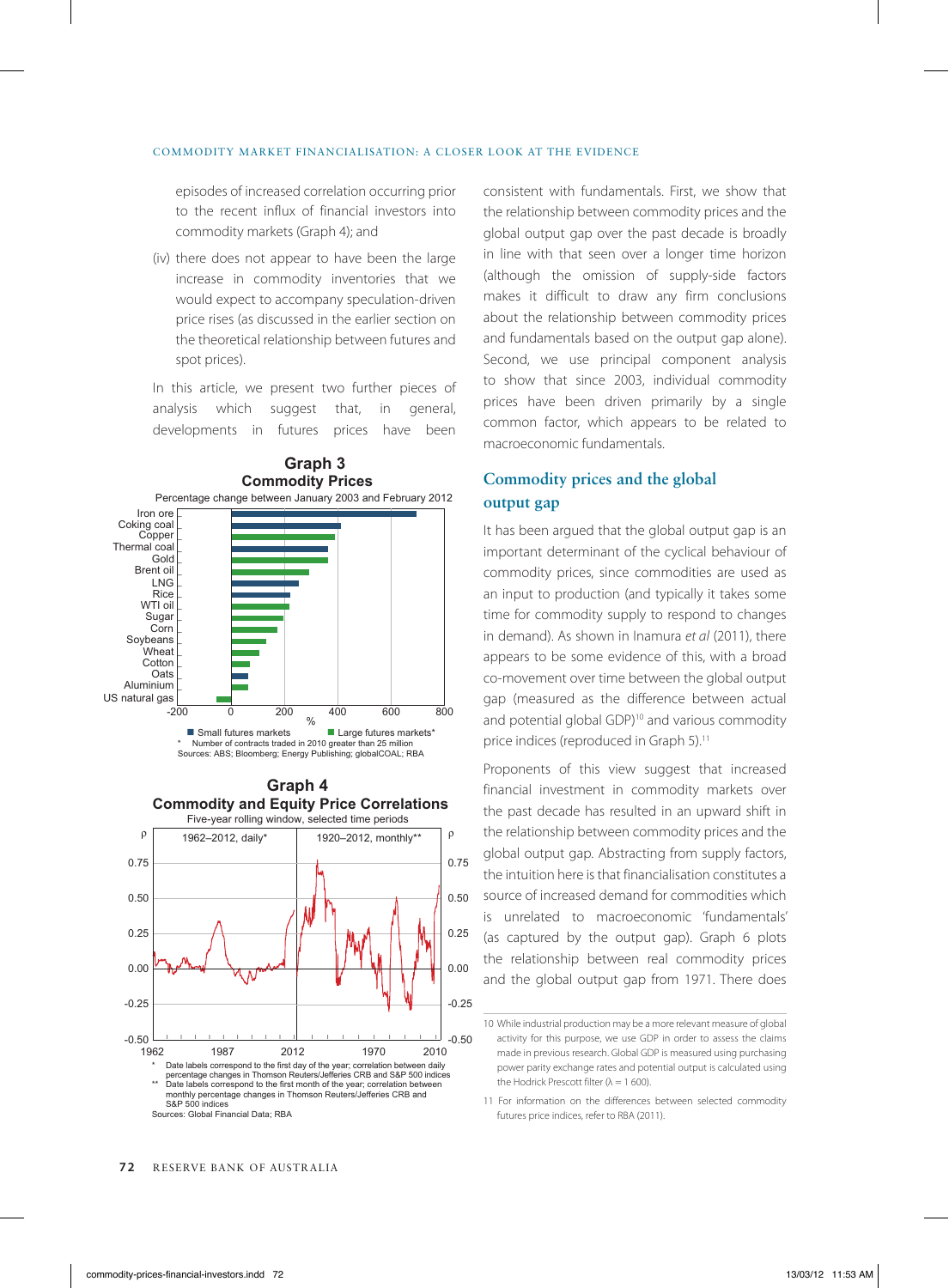episodes of increased correlation occurring prior to the recent influx of financial investors into commodity markets (Graph 4); and

(iv) there does not appear to have been the large increase in commodity inventories that we would expect to accompany speculation-driven price rises (as discussed in the earlier section on the theoretical relationship between futures and spot prices).

In this article, we present two further pieces of analysis which suggest that, in general, developments in futures prices have been consistent with fundamentals. First, we show that the relationship between commodity prices and the global output gap over the past decade is broadly in line with that seen over a longer time horizon (although the omission of supply-side factors makes it difficult to draw any firm conclusions about the relationship between commodity prices and fundamentals based on the output gap alone). Second, we use principal component analysis to show that since 2003, individual commodity prices have been driven primarily by a single common factor, which appears to be related to macroeconomic fundamentals.

**Graph 3**
**Commodity Prices**
Percentage change between January 2003 and February 2012

Iron ore, Coking coal, Copper, Thermal coal, Gold, Brent oil, LNG, Rice, WTI oil, Sugar, Corn, Soybeans, Wheat, Cotton, Oats, Aluminium, US natural gas

■ Small futures markets ■ Large futures markets*

\* Number of contracts traded in 2010 greater than 25 million

Sources: ABS; Bloomberg; Energy Publishing; globalCOAL; RBA

**Graph 4**
**Commodity and Equity Price Correlations**
Five-year rolling window, selected time periods

1962–2012, daily* | 1920–2012, monthly**

\* Date labels correspond to the first day of the year; correlation between daily percentage changes in Thomson Reuters/Jefferies CRB and S&P 500 indices

\*\* Date labels correspond to the first month of the year; correlation between monthly percentage changes in Thomson Reuters/Jefferies CRB and S&P 500 indices

Sources: Global Financial Data; RBA

## Commodity prices and the global output gap

It has been argued that the global output gap is an important determinant of the cyclical behaviour of commodity prices, since commodities are used as an input to production (and typically it takes some time for commodity supply to respond to changes in demand). As shown in Inamura *et al* (2011), there appears to be some evidence of this, with a broad co-movement over time between the global output gap (measured as the difference between actual and potential global GDP)[10] and various commodity price indices (reproduced in Graph 5).[11]

Proponents of this view suggest that increased financial investment in commodity markets over the past decade has resulted in an upward shift in the relationship between commodity prices and the global output gap. Abstracting from supply factors, the intuition here is that financialisation constitutes a source of increased demand for commodities which is unrelated to macroeconomic 'fundamentals' (as captured by the output gap). Graph 6 plots the relationship between real commodity prices and the global output gap from 1971. There does

10 While industrial production may be a more relevant measure of global activity for this purpose, we use GDP in order to assess the claims made in previous research. Global GDP is measured using purchasing power parity exchange rates and potential output is calculated using the Hodrick Prescott filter ($\lambda$ = 1 600).

11 For information on the differences between selected commodity futures price indices, refer to RBA (2011).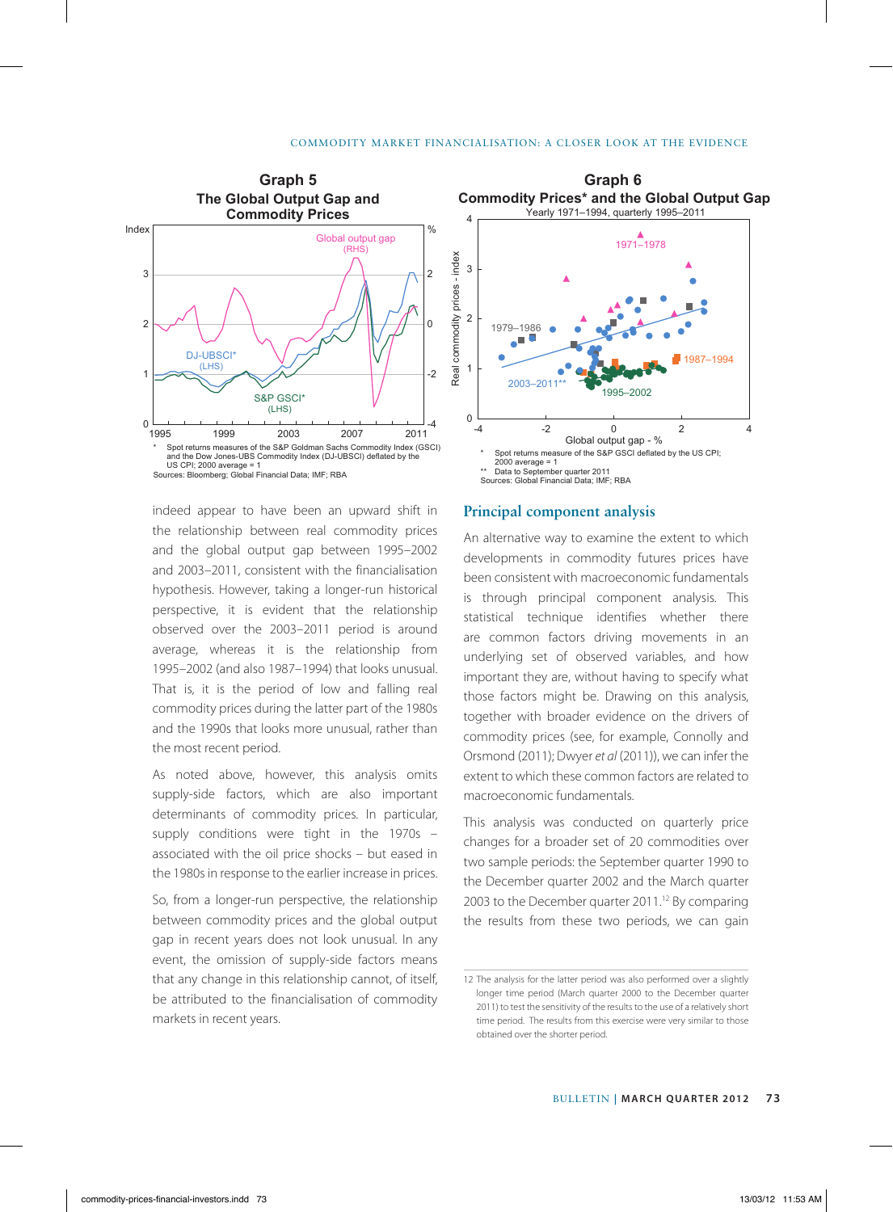**Graph 5**
**The Global Output Gap and Commodity Prices**

\* Spot returns measures of the S&P Goldman Sachs Commodity Index (GSCI) and the Dow Jones-UBS Commodity Index (DJ-UBSCI) deflated by the US CPI; 2000 average = 1

Sources: Bloomberg; Global Financial Data; IMF; RBA

**Graph 6**
**Commodity Prices\* and the Global Output Gap**
Yearly 1971–1994, quarterly 1995–2011

\* Spot returns measure of the S&P GSCI deflated by the US CPI; 2000 average = 1

\*\* Data to September quarter 2011

Sources: Global Financial Data; IMF; RBA

indeed appear to have been an upward shift in the relationship between real commodity prices and the global output gap between 1995–2002 and 2003–2011, consistent with the financialisation hypothesis. However, taking a longer-run historical perspective, it is evident that the relationship observed over the 2003–2011 period is around average, whereas it is the relationship from 1995–2002 (and also 1987–1994) that looks unusual. That is, it is the period of low and falling real commodity prices during the latter part of the 1980s and the 1990s that looks more unusual, rather than the most recent period.

As noted above, however, this analysis omits supply-side factors, which are also important determinants of commodity prices. In particular, supply conditions were tight in the 1970s – associated with the oil price shocks – but eased in the 1980s in response to the earlier increase in prices.

So, from a longer-run perspective, the relationship between commodity prices and the global output gap in recent years does not look unusual. In any event, the omission of supply-side factors means that any change in this relationship cannot, of itself, be attributed to the financialisation of commodity markets in recent years.

## Principal component analysis

An alternative way to examine the extent to which developments in commodity futures prices have been consistent with macroeconomic fundamentals is through principal component analysis. This statistical technique identifies whether there are common factors driving movements in an underlying set of observed variables, and how important they are, without having to specify what those factors might be. Drawing on this analysis, together with broader evidence on the drivers of commodity prices (see, for example, Connolly and Orsmond (2011); Dwyer *et al* (2011)), we can infer the extent to which these common factors are related to macroeconomic fundamentals.

This analysis was conducted on quarterly price changes for a broader set of 20 commodities over two sample periods: the September quarter 1990 to the December quarter 2002 and the March quarter 2003 to the December quarter 2011.[12] By comparing the results from these two periods, we can gain

12 The analysis for the latter period was also performed over a slightly longer time period (March quarter 2000 to the December quarter 2011) to test the sensitivity of the results to the use of a relatively short time period. The results from this exercise were very similar to those obtained over the shorter period.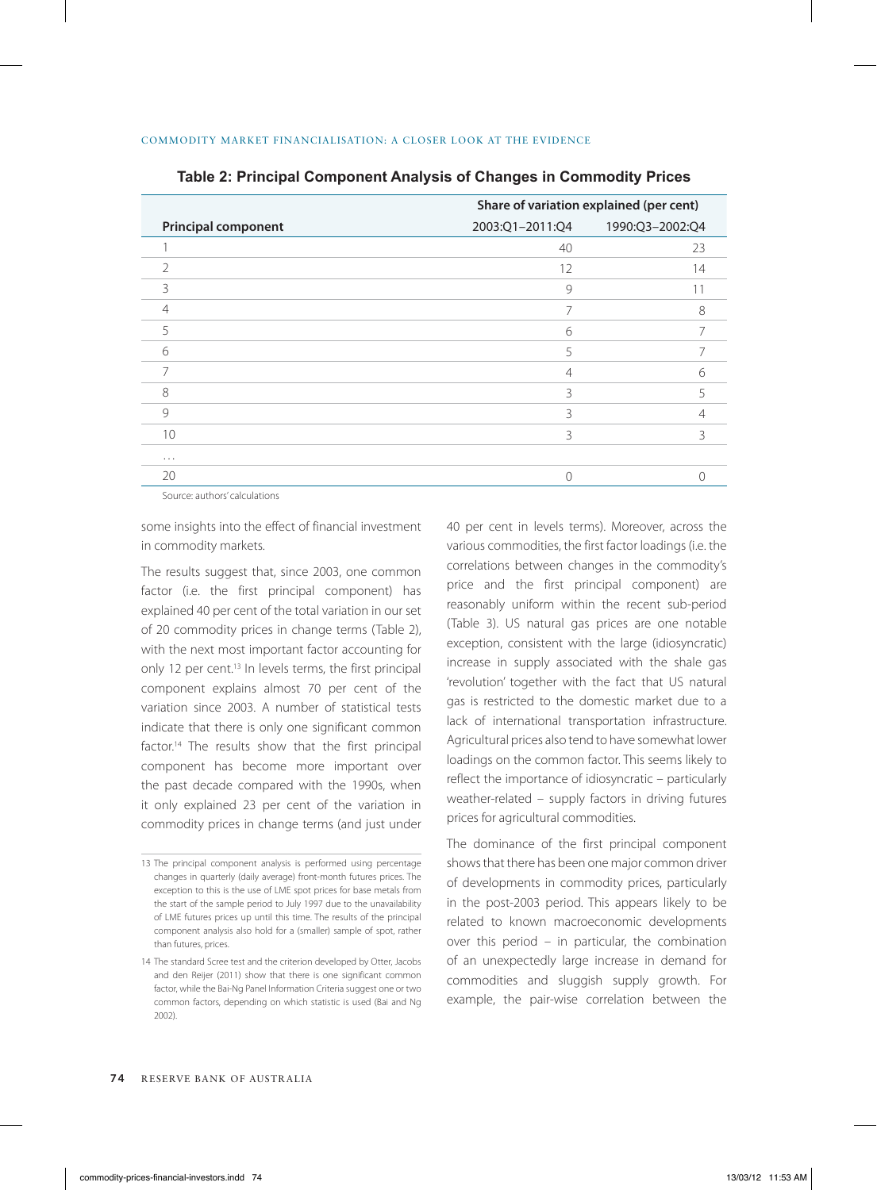**Table 2: Principal Component Analysis of Changes in Commodity Prices**

| | Share of variation explained (per cent) | |
|---|---|---|
| **Principal component** | 2003:Q1–2011:Q4 | 1990:Q3–2002:Q4 |
| 1 | 40 | 23 |
| 2 | 12 | 14 |
| 3 | 9 | 11 |
| 4 | 7 | 8 |
| 5 | 6 | 7 |
| 6 | 5 | 7 |
| 7 | 4 | 6 |
| 8 | 3 | 5 |
| 9 | 3 | 4 |
| 10 | 3 | 3 |
| … | | |
| 20 | 0 | 0 |

Source: authors' calculations

some insights into the effect of financial investment in commodity markets.

The results suggest that, since 2003, one common factor (i.e. the first principal component) has explained 40 per cent of the total variation in our set of 20 commodity prices in change terms (Table 2), with the next most important factor accounting for only 12 per cent.[13] In levels terms, the first principal component explains almost 70 per cent of the variation since 2003. A number of statistical tests indicate that there is only one significant common factor.[14] The results show that the first principal component has become more important over the past decade compared with the 1990s, when it only explained 23 per cent of the variation in commodity prices in change terms (and just under 40 per cent in levels terms). Moreover, across the various commodities, the first factor loadings (i.e. the correlations between changes in the commodity's price and the first principal component) are reasonably uniform within the recent sub-period (Table 3). US natural gas prices are one notable exception, consistent with the large (idiosyncratic) increase in supply associated with the shale gas 'revolution' together with the fact that US natural gas is restricted to the domestic market due to a lack of international transportation infrastructure. Agricultural prices also tend to have somewhat lower loadings on the common factor. This seems likely to reflect the importance of idiosyncratic – particularly weather-related – supply factors in driving futures prices for agricultural commodities.

The dominance of the first principal component shows that there has been one major common driver of developments in commodity prices, particularly in the post-2003 period. This appears likely to be related to known macroeconomic developments over this period – in particular, the combination of an unexpectedly large increase in demand for commodities and sluggish supply growth. For example, the pair-wise correlation between the

---

13 The principal component analysis is performed using percentage changes in quarterly (daily average) front-month futures prices. The exception to this is the use of LME spot prices for base metals from the start of the sample period to July 1997 due to the unavailability of LME futures prices up until this time. The results of the principal component analysis also hold for a (smaller) sample of spot, rather than futures, prices.

14 The standard Scree test and the criterion developed by Otter, Jacobs and den Reijer (2011) show that there is one significant common factor, while the Bai-Ng Panel Information Criteria suggest one or two common factors, depending on which statistic is used (Bai and Ng 2002).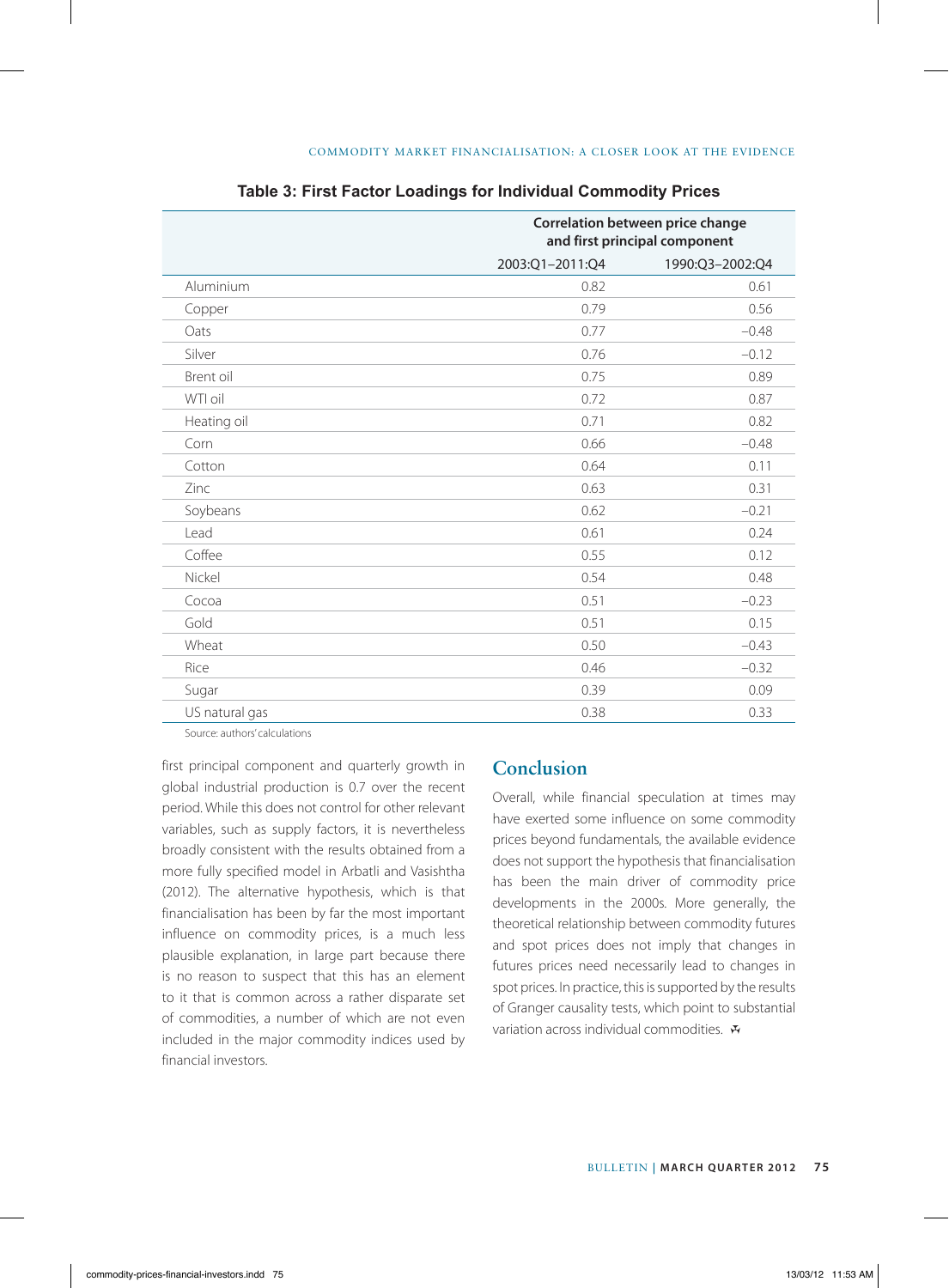**Table 3: First Factor Loadings for Individual Commodity Prices**

| | Correlation between price change and first principal component | |
|---|---|---|
| | 2003:Q1–2011:Q4 | 1990:Q3–2002:Q4 |
| Aluminium | 0.82 | 0.61 |
| Copper | 0.79 | 0.56 |
| Oats | 0.77 | –0.48 |
| Silver | 0.76 | –0.12 |
| Brent oil | 0.75 | 0.89 |
| WTI oil | 0.72 | 0.87 |
| Heating oil | 0.71 | 0.82 |
| Corn | 0.66 | –0.48 |
| Cotton | 0.64 | 0.11 |
| Zinc | 0.63 | 0.31 |
| Soybeans | 0.62 | –0.21 |
| Lead | 0.61 | 0.24 |
| Coffee | 0.55 | 0.12 |
| Nickel | 0.54 | 0.48 |
| Cocoa | 0.51 | –0.23 |
| Gold | 0.51 | 0.15 |
| Wheat | 0.50 | –0.43 |
| Rice | 0.46 | –0.32 |
| Sugar | 0.39 | 0.09 |
| US natural gas | 0.38 | 0.33 |

Source: authors' calculations

first principal component and quarterly growth in global industrial production is 0.7 over the recent period. While this does not control for other relevant variables, such as supply factors, it is nevertheless broadly consistent with the results obtained from a more fully specified model in Arbatli and Vasishtha (2012). The alternative hypothesis, which is that financialisation has been by far the most important influence on commodity prices, is a much less plausible explanation, in large part because there is no reason to suspect that this has an element to it that is common across a rather disparate set of commodities, a number of which are not even included in the major commodity indices used by financial investors.

## Conclusion

Overall, while financial speculation at times may have exerted some influence on some commodity prices beyond fundamentals, the available evidence does not support the hypothesis that financialisation has been the main driver of commodity price developments in the 2000s. More generally, the theoretical relationship between commodity futures and spot prices does not imply that changes in futures prices need necessarily lead to changes in spot prices. In practice, this is supported by the results of Granger causality tests, which point to substantial variation across individual commodities.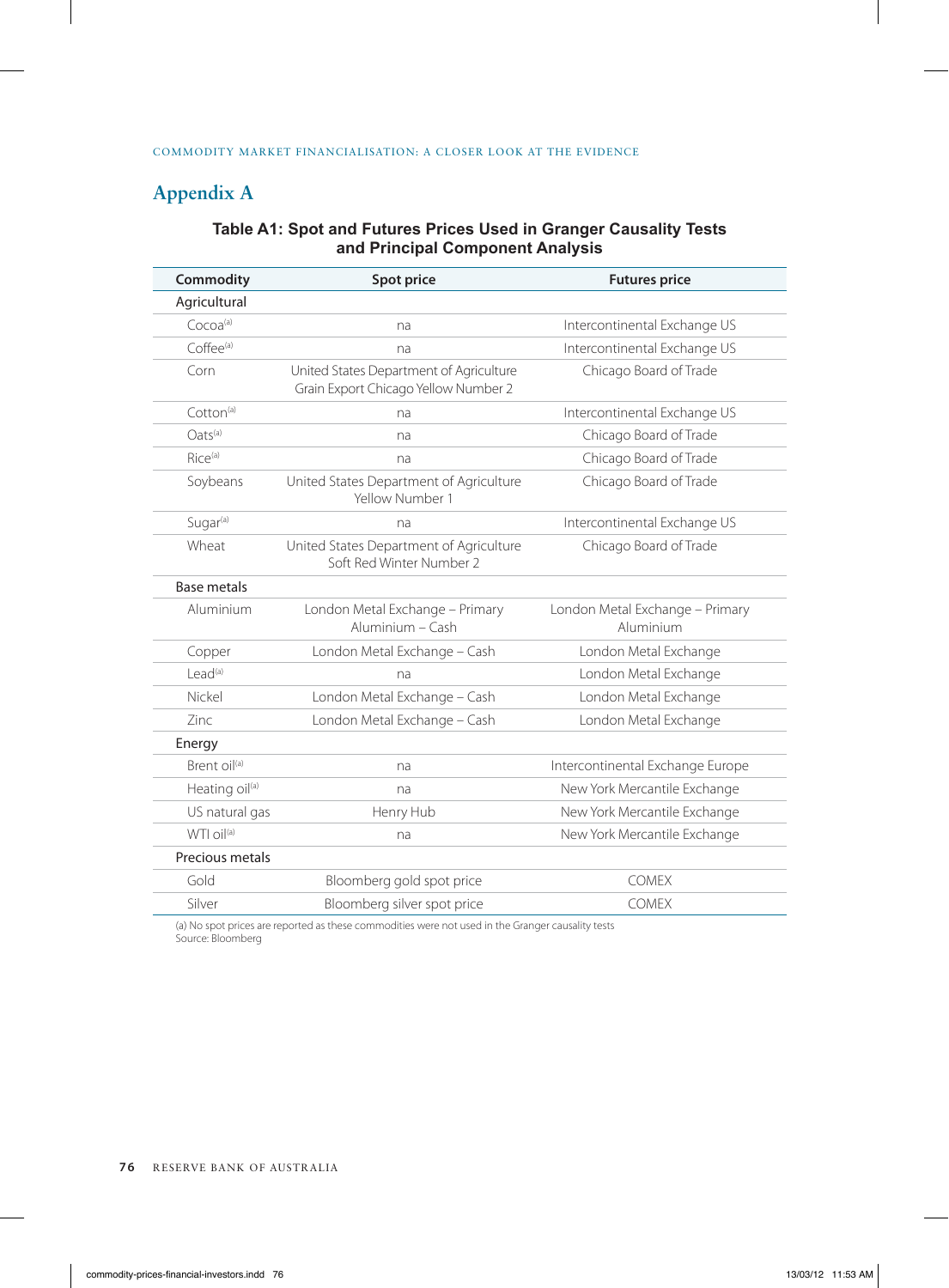## Appendix A

**Table A1: Spot and Futures Prices Used in Granger Causality Tests and Principal Component Analysis**

| Commodity | Spot price | Futures price |
|---|---|---|
| Agricultural | | |
| Cocoa[(a)] | na | Intercontinental Exchange US |
| Coffee[(a)] | na | Intercontinental Exchange US |
| Corn | United States Department of Agriculture Grain Export Chicago Yellow Number 2 | Chicago Board of Trade |
| Cotton[(a)] | na | Intercontinental Exchange US |
| Oats[(a)] | na | Chicago Board of Trade |
| Rice[(a)] | na | Chicago Board of Trade |
| Soybeans | United States Department of Agriculture Yellow Number 1 | Chicago Board of Trade |
| Sugar[(a)] | na | Intercontinental Exchange US |
| Wheat | United States Department of Agriculture Soft Red Winter Number 2 | Chicago Board of Trade |
| Base metals | | |
| Aluminium | London Metal Exchange – Primary Aluminium – Cash | London Metal Exchange – Primary Aluminium |
| Copper | London Metal Exchange – Cash | London Metal Exchange |
| Lead[(a)] | na | London Metal Exchange |
| Nickel | London Metal Exchange – Cash | London Metal Exchange |
| Zinc | London Metal Exchange – Cash | London Metal Exchange |
| Energy | | |
| Brent oil[(a)] | na | Intercontinental Exchange Europe |
| Heating oil[(a)] | na | New York Mercantile Exchange |
| US natural gas | Henry Hub | New York Mercantile Exchange |
| WTI oil[(a)] | na | New York Mercantile Exchange |
| Precious metals | | |
| Gold | Bloomberg gold spot price | COMEX |
| Silver | Bloomberg silver spot price | COMEX |

(a) No spot prices are reported as these commodities were not used in the Granger causality tests
Source: Bloomberg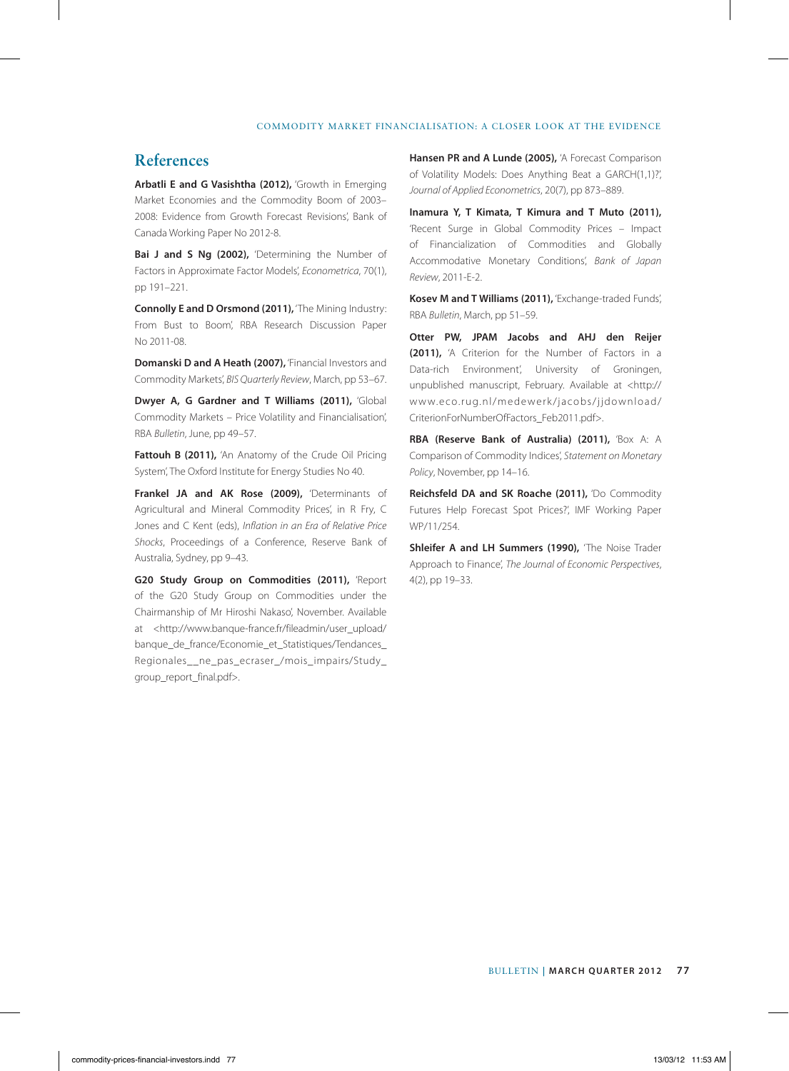## References

**Arbatli E and G Vasishtha (2012),** 'Growth in Emerging Market Economies and the Commodity Boom of 2003–2008: Evidence from Growth Forecast Revisions', Bank of Canada Working Paper No 2012-8.

**Bai J and S Ng (2002),** 'Determining the Number of Factors in Approximate Factor Models', *Econometrica*, 70(1), pp 191–221.

**Connolly E and D Orsmond (2011),** 'The Mining Industry: From Bust to Boom', RBA Research Discussion Paper No 2011-08.

**Domanski D and A Heath (2007),** 'Financial Investors and Commodity Markets', *BIS Quarterly Review*, March, pp 53–67.

**Dwyer A, G Gardner and T Williams (2011),** 'Global Commodity Markets – Price Volatility and Financialisation', RBA *Bulletin*, June, pp 49–57.

**Fattouh B (2011),** 'An Anatomy of the Crude Oil Pricing System', The Oxford Institute for Energy Studies No 40.

**Frankel JA and AK Rose (2009),** 'Determinants of Agricultural and Mineral Commodity Prices', in R Fry, C Jones and C Kent (eds), *Inflation in an Era of Relative Price Shocks*, Proceedings of a Conference, Reserve Bank of Australia, Sydney, pp 9–43.

**G20 Study Group on Commodities (2011),** 'Report of the G20 Study Group on Commodities under the Chairmanship of Mr Hiroshi Nakaso', November. Available at <http://www.banque-france.fr/fileadmin/user_upload/banque_de_france/Economie_et_Statistiques/Tendances_Regionales__ne_pas_ecraser_/mois_impairs/Study_group_report_final.pdf>.

**Hansen PR and A Lunde (2005),** 'A Forecast Comparison of Volatility Models: Does Anything Beat a GARCH(1,1)?', *Journal of Applied Econometrics*, 20(7), pp 873–889.

**Inamura Y, T Kimata, T Kimura and T Muto (2011),** 'Recent Surge in Global Commodity Prices – Impact of Financialization of Commodities and Globally Accommodative Monetary Conditions', *Bank of Japan Review*, 2011-E-2.

**Kosev M and T Williams (2011),** 'Exchange-traded Funds', RBA *Bulletin*, March, pp 51–59.

**Otter PW, JPAM Jacobs and AHJ den Reijer (2011),** 'A Criterion for the Number of Factors in a Data-rich Environment', University of Groningen, unpublished manuscript, February. Available at <http://www.eco.rug.nl/medewerk/jacobs/jjdownload/CriterionForNumberOfFactors_Feb2011.pdf>.

**RBA (Reserve Bank of Australia) (2011),** 'Box A: A Comparison of Commodity Indices', *Statement on Monetary Policy*, November, pp 14–16.

**Reichsfeld DA and SK Roache (2011),** 'Do Commodity Futures Help Forecast Spot Prices?', IMF Working Paper WP/11/254.

**Shleifer A and LH Summers (1990),** 'The Noise Trader Approach to Finance', *The Journal of Economic Perspectives*, 4(2), pp 19–33.